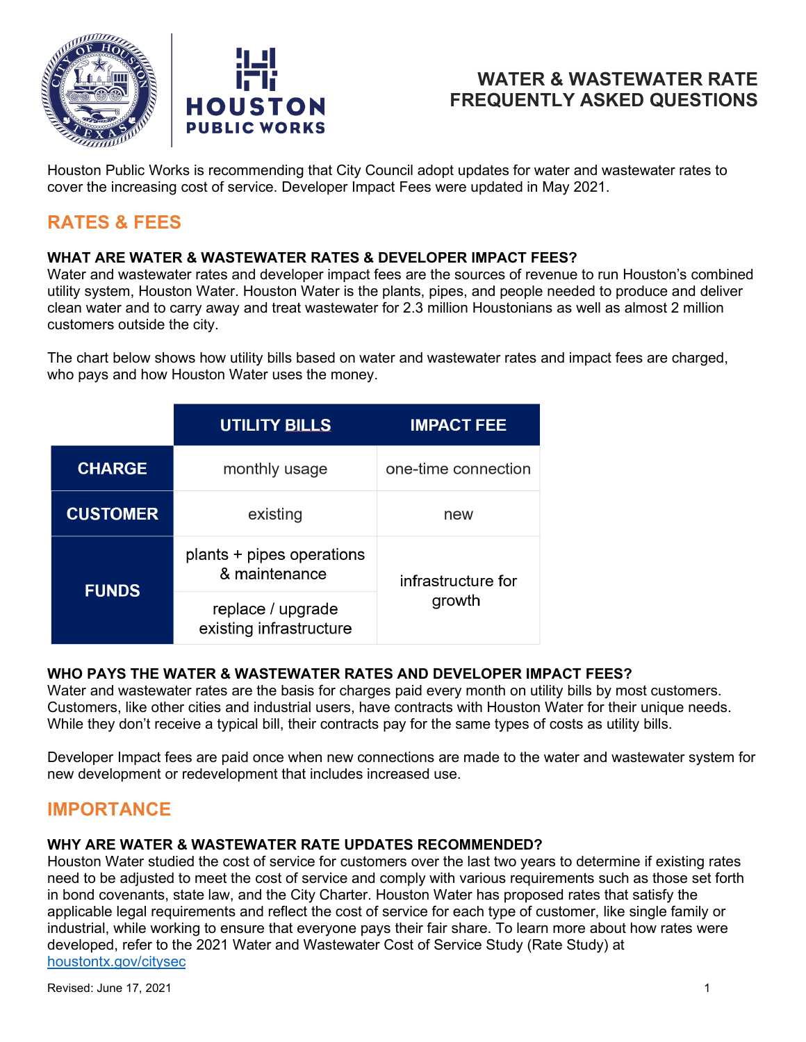# WATER & WASTEWATER RATE FREQUENTLY ASKED QUESTIONS

Houston Public Works is recommending that City Council adopt updates for water and wastewater rates to cover the increasing cost of service. Developer Impact Fees were updated in May 2021.

## RATES & FEES

### WHAT ARE WATER & WASTEWATER RATES & DEVELOPER IMPACT FEES?

Water and wastewater rates and developer impact fees are the sources of revenue to run Houston's combined utility system, Houston Water. Houston Water is the plants, pipes, and people needed to produce and deliver clean water and to carry away and treat wastewater for 2.3 million Houstonians as well as almost 2 million customers outside the city.

The chart below shows how utility bills based on water and wastewater rates and impact fees are charged, who pays and how Houston Water uses the money.

| | UTILITY BILLS | IMPACT FEE |
|---|---|---|
| CHARGE | monthly usage | one-time connection |
| CUSTOMER | existing | new |
| FUNDS | plants + pipes operations & maintenance | infrastructure for growth |
| | replace / upgrade existing infrastructure | |

### WHO PAYS THE WATER & WASTEWATER RATES AND DEVELOPER IMPACT FEES?

Water and wastewater rates are the basis for charges paid every month on utility bills by most customers. Customers, like other cities and industrial users, have contracts with Houston Water for their unique needs. While they don't receive a typical bill, their contracts pay for the same types of costs as utility bills.

Developer Impact fees are paid once when new connections are made to the water and wastewater system for new development or redevelopment that includes increased use.

## IMPORTANCE

### WHY ARE WATER & WASTEWATER RATE UPDATES RECOMMENDED?

Houston Water studied the cost of service for customers over the last two years to determine if existing rates need to be adjusted to meet the cost of service and comply with various requirements such as those set forth in bond covenants, state law, and the City Charter. Houston Water has proposed rates that satisfy the applicable legal requirements and reflect the cost of service for each type of customer, like single family or industrial, while working to ensure that everyone pays their fair share. To learn more about how rates were developed, refer to the 2021 Water and Wastewater Cost of Service Study (Rate Study) at houstontx.gov/citysec

Revised: June 17, 2021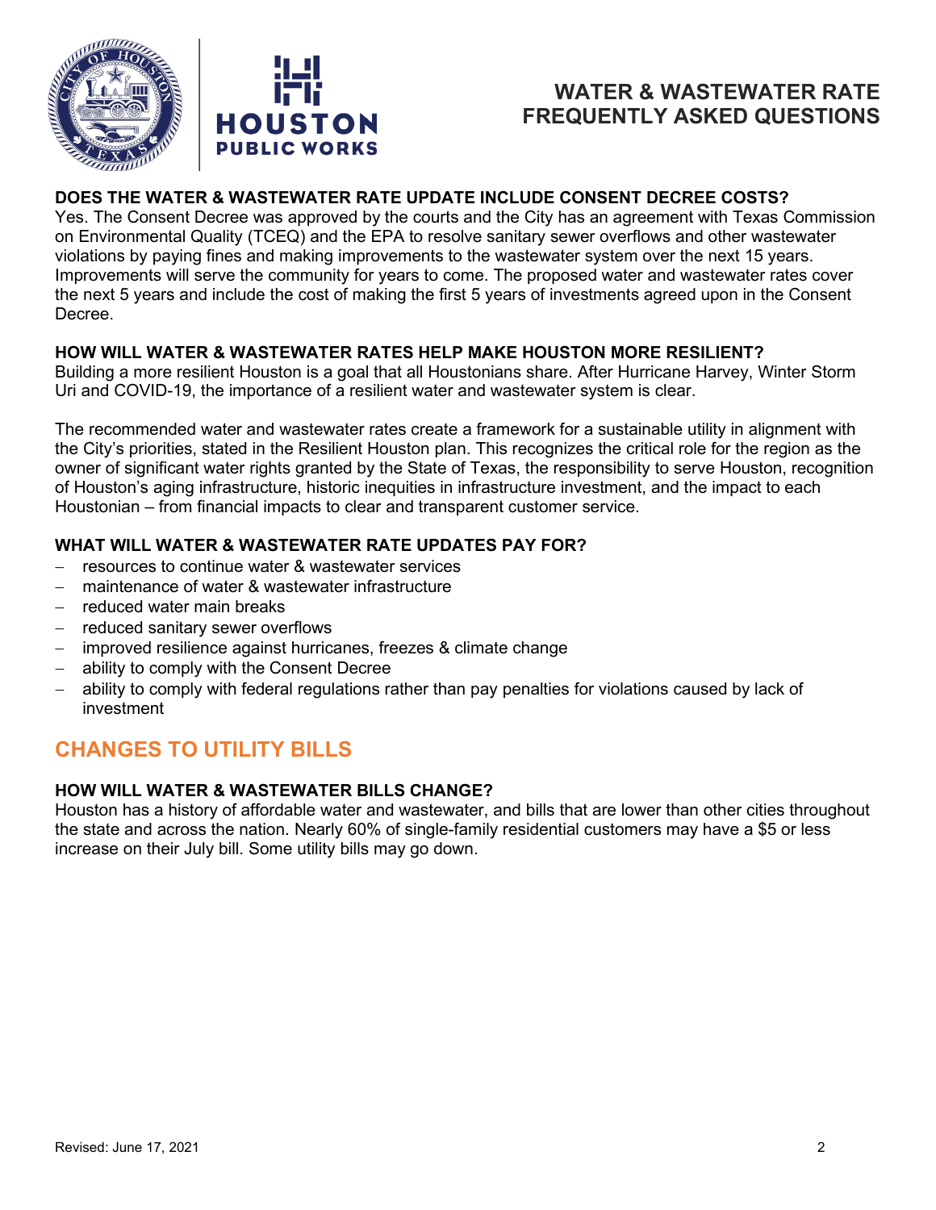### DOES THE WATER & WASTEWATER RATE UPDATE INCLUDE CONSENT DECREE COSTS?

Yes. The Consent Decree was approved by the courts and the City has an agreement with Texas Commission on Environmental Quality (TCEQ) and the EPA to resolve sanitary sewer overflows and other wastewater violations by paying fines and making improvements to the wastewater system over the next 15 years. Improvements will serve the community for years to come. The proposed water and wastewater rates cover the next 5 years and include the cost of making the first 5 years of investments agreed upon in the Consent Decree.

### HOW WILL WATER & WASTEWATER RATES HELP MAKE HOUSTON MORE RESILIENT?

Building a more resilient Houston is a goal that all Houstonians share. After Hurricane Harvey, Winter Storm Uri and COVID-19, the importance of a resilient water and wastewater system is clear.

The recommended water and wastewater rates create a framework for a sustainable utility in alignment with the City's priorities, stated in the Resilient Houston plan. This recognizes the critical role for the region as the owner of significant water rights granted by the State of Texas, the responsibility to serve Houston, recognition of Houston's aging infrastructure, historic inequities in infrastructure investment, and the impact to each Houstonian – from financial impacts to clear and transparent customer service.

### WHAT WILL WATER & WASTEWATER RATE UPDATES PAY FOR?

- resources to continue water & wastewater services
- maintenance of water & wastewater infrastructure
- reduced water main breaks
- reduced sanitary sewer overflows
- improved resilience against hurricanes, freezes & climate change
- ability to comply with the Consent Decree
- ability to comply with federal regulations rather than pay penalties for violations caused by lack of investment

## CHANGES TO UTILITY BILLS

### HOW WILL WATER & WASTEWATER BILLS CHANGE?

Houston has a history of affordable water and wastewater, and bills that are lower than other cities throughout the state and across the nation. Nearly 60% of single-family residential customers may have a $5 or less increase on their July bill. Some utility bills may go down.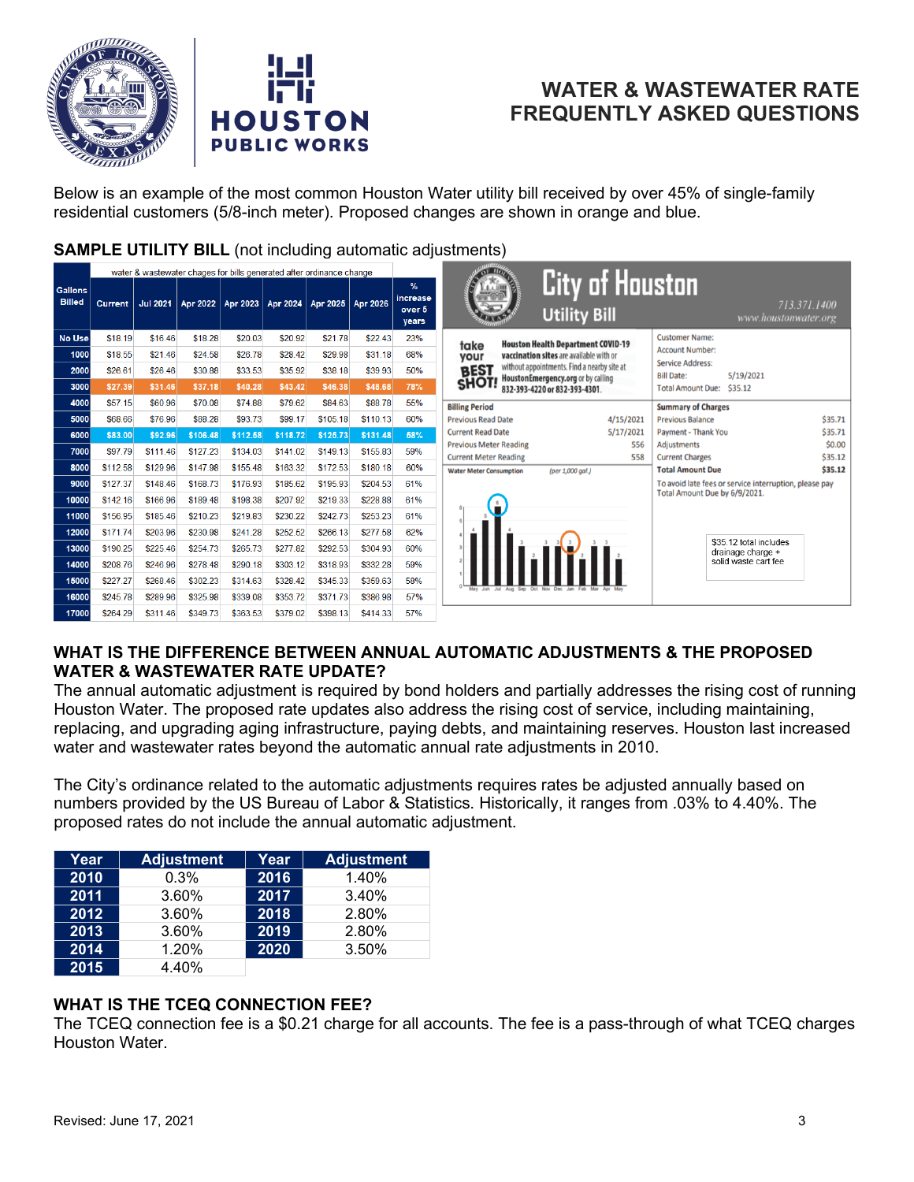# WATER & WASTEWATER RATE FREQUENTLY ASKED QUESTIONS

Below is an example of the most common Houston Water utility bill received by over 45% of single-family residential customers (5/8-inch meter). Proposed changes are shown in orange and blue.

**SAMPLE UTILITY BILL** (not including automatic adjustments)

| Gallons Billed | water & wastewater chages for bills generated after ordinance change | | | | | | | % increase over 5 years |
|---|---|---|---|---|---|---|---|---|
| | Current | Jul 2021 | Apr 2022 | Apr 2023 | Apr 2024 | Apr 2025 | Apr 2026 | |
| No Use | $18.19 | $16.46 | $18.28 | $20.03 | $20.92 | $21.78 | $22.43 | 23% |
| 1000 | $18.55 | $21.46 | $24.58 | $26.78 | $28.42 | $29.98 | $31.18 | 68% |
| 2000 | $26.61 | $26.46 | $30.88 | $33.53 | $35.92 | $38.18 | $39.93 | 50% |
| 3000 | $27.39 | $31.46 | $37.18 | $40.28 | $43.42 | $46.38 | $48.68 | 78% |
| 4000 | $57.15 | $60.96 | $70.08 | $74.88 | $79.62 | $84.63 | $88.78 | 55% |
| 5000 | $68.66 | $76.96 | $88.28 | $93.73 | $99.17 | $105.18 | $110.13 | 60% |
| 6000 | $83.00 | $92.96 | $106.48 | $112.58 | $118.72 | $125.73 | $131.48 | 58% |
| 7000 | $97.79 | $111.46 | $127.23 | $134.03 | $141.02 | $149.13 | $155.83 | 59% |
| 8000 | $112.58 | $129.96 | $147.98 | $155.48 | $163.32 | $172.53 | $180.18 | 60% |
| 9000 | $127.37 | $148.46 | $168.73 | $176.93 | $185.62 | $195.93 | $204.53 | 61% |
| 10000 | $142.16 | $166.96 | $189.48 | $198.38 | $207.92 | $219.33 | $228.88 | 61% |
| 11000 | $156.95 | $185.46 | $210.23 | $219.83 | $230.22 | $242.73 | $253.23 | 61% |
| 12000 | $171.74 | $203.96 | $230.98 | $241.28 | $252.52 | $266.13 | $277.58 | 62% |
| 13000 | $190.25 | $225.46 | $254.73 | $265.73 | $277.62 | $292.53 | $304.93 | 60% |
| 14000 | $208.76 | $246.96 | $278.48 | $290.18 | $303.12 | $318.93 | $332.28 | 59% |
| 15000 | $227.27 | $268.46 | $302.23 | $314.63 | $328.42 | $345.33 | $359.63 | 58% |
| 16000 | $245.78 | $289.96 | $325.98 | $339.08 | $353.72 | $371.73 | $386.98 | 57% |
| 17000 | $264.29 | $311.46 | $349.73 | $363.53 | $379.02 | $398.13 | $414.33 | 57% |

**City of Houston Utility Bill**

713.371.1400
www.houstonwater.org

take your BEST SHOT! Houston Health Department COVID-19 vaccination sites are available with or without appointments. Find a nearby site at HoustonEmergency.org or by calling 832-393-4220 or 832-393-4301.

Customer Name:
Account Number:
Service Address:
Bill Date: 5/19/2021
Total Amount Due: $35.12

| Billing Period | |
|---|---|
| Previous Read Date | 4/15/2021 |
| Current Read Date | 5/17/2021 |
| Previous Meter Reading | 556 |
| Current Meter Reading | 558 |

| Summary of Charges | |
|---|---|
| Previous Balance | $35.71 |
| Payment - Thank You | $35.71 |
| Adjustments | $0.00 |
| Current Charges | $35.12 |
| **Total Amount Due** | **$35.12** |

To avoid late fees or service interruption, please pay Total Amount Due by 6/9/2021.

Water Meter Consumption (per 1,000 gal.)

$35.12 total includes drainage charge + solid waste cart fee

## WHAT IS THE DIFFERENCE BETWEEN ANNUAL AUTOMATIC ADJUSTMENTS & THE PROPOSED WATER & WASTEWATER RATE UPDATE?

The annual automatic adjustment is required by bond holders and partially addresses the rising cost of running Houston Water. The proposed rate updates also address the rising cost of service, including maintaining, replacing, and upgrading aging infrastructure, paying debts, and maintaining reserves. Houston last increased water and wastewater rates beyond the automatic annual rate adjustments in 2010.

The City's ordinance related to the automatic adjustments requires rates be adjusted annually based on numbers provided by the US Bureau of Labor & Statistics. Historically, it ranges from .03% to 4.40%. The proposed rates do not include the annual automatic adjustment.

| Year | Adjustment | Year | Adjustment |
|---|---|---|---|
| 2010 | 0.3% | 2016 | 1.40% |
| 2011 | 3.60% | 2017 | 3.40% |
| 2012 | 3.60% | 2018 | 2.80% |
| 2013 | 3.60% | 2019 | 2.80% |
| 2014 | 1.20% | 2020 | 3.50% |
| 2015 | 4.40% | | |

## WHAT IS THE TCEQ CONNECTION FEE?

The TCEQ connection fee is a $0.21 charge for all accounts. The fee is a pass-through of what TCEQ charges Houston Water.

Revised: June 17, 2021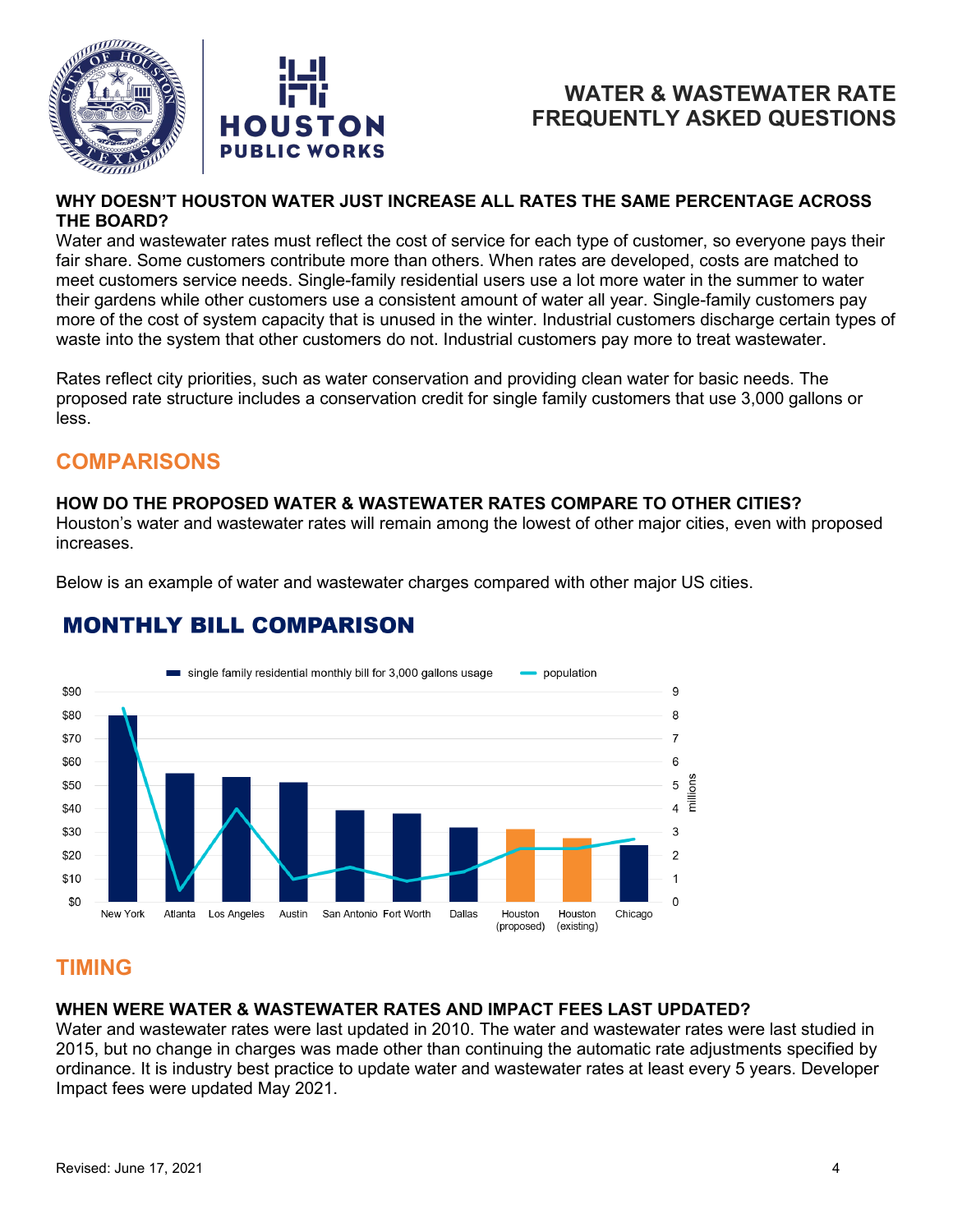WHY DOESN'T HOUSTON WATER JUST INCREASE ALL RATES THE SAME PERCENTAGE ACROSS THE BOARD?

Water and wastewater rates must reflect the cost of service for each type of customer, so everyone pays their fair share. Some customers contribute more than others. When rates are developed, costs are matched to meet customers service needs. Single-family residential users use a lot more water in the summer to water their gardens while other customers use a consistent amount of water all year. Single-family customers pay more of the cost of system capacity that is unused in the winter. Industrial customers discharge certain types of waste into the system that other customers do not. Industrial customers pay more to treat wastewater.

Rates reflect city priorities, such as water conservation and providing clean water for basic needs. The proposed rate structure includes a conservation credit for single family customers that use 3,000 gallons or less.

## COMPARISONS

### HOW DO THE PROPOSED WATER & WASTEWATER RATES COMPARE TO OTHER CITIES?

Houston's water and wastewater rates will remain among the lowest of other major cities, even with proposed increases.

Below is an example of water and wastewater charges compared with other major US cities.

**MONTHLY BILL COMPARISON**

Legend: single family residential monthly bill for 3,000 gallons usage; population (millions)

Cities shown: New York, Atlanta, Los Angeles, Austin, San Antonio, Fort Worth, Dallas, Houston (proposed), Houston (existing), Chicago

## TIMING

### WHEN WERE WATER & WASTEWATER RATES AND IMPACT FEES LAST UPDATED?

Water and wastewater rates were last updated in 2010. The water and wastewater rates were last studied in 2015, but no change in charges was made other than continuing the automatic rate adjustments specified by ordinance. It is industry best practice to update water and wastewater rates at least every 5 years. Developer Impact fees were updated May 2021.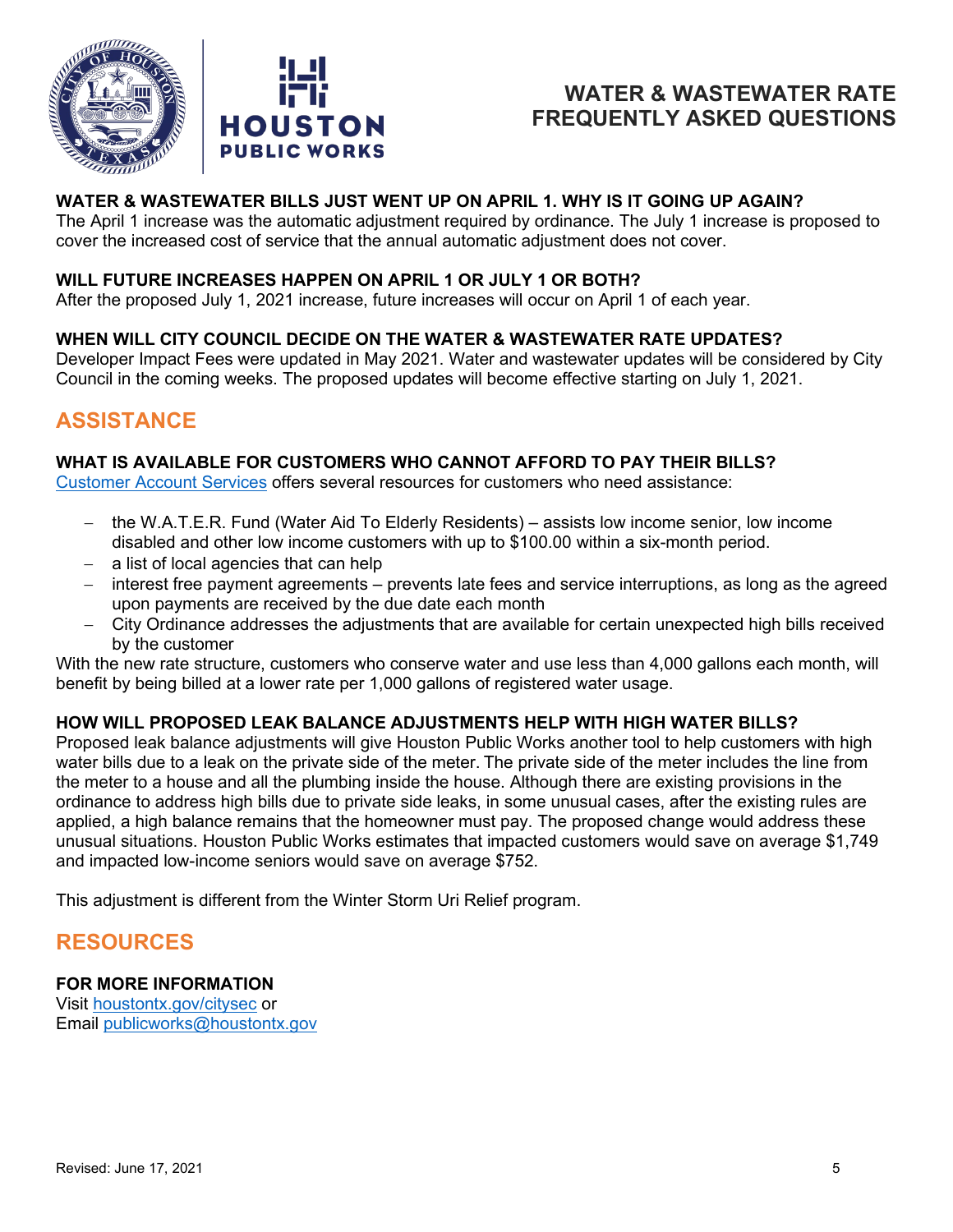# WATER & WASTEWATER RATE FREQUENTLY ASKED QUESTIONS

**WATER & WASTEWATER BILLS JUST WENT UP ON APRIL 1. WHY IS IT GOING UP AGAIN?**
The April 1 increase was the automatic adjustment required by ordinance. The July 1 increase is proposed to cover the increased cost of service that the annual automatic adjustment does not cover.

**WILL FUTURE INCREASES HAPPEN ON APRIL 1 OR JULY 1 OR BOTH?**
After the proposed July 1, 2021 increase, future increases will occur on April 1 of each year.

**WHEN WILL CITY COUNCIL DECIDE ON THE WATER & WASTEWATER RATE UPDATES?**
Developer Impact Fees were updated in May 2021. Water and wastewater updates will be considered by City Council in the coming weeks. The proposed updates will become effective starting on July 1, 2021.

## ASSISTANCE

**WHAT IS AVAILABLE FOR CUSTOMERS WHO CANNOT AFFORD TO PAY THEIR BILLS?**
Customer Account Services offers several resources for customers who need assistance:

- the W.A.T.E.R. Fund (Water Aid To Elderly Residents) – assists low income senior, low income disabled and other low income customers with up to $100.00 within a six-month period.
- a list of local agencies that can help
- interest free payment agreements – prevents late fees and service interruptions, as long as the agreed upon payments are received by the due date each month
- City Ordinance addresses the adjustments that are available for certain unexpected high bills received by the customer

With the new rate structure, customers who conserve water and use less than 4,000 gallons each month, will benefit by being billed at a lower rate per 1,000 gallons of registered water usage.

**HOW WILL PROPOSED LEAK BALANCE ADJUSTMENTS HELP WITH HIGH WATER BILLS?**
Proposed leak balance adjustments will give Houston Public Works another tool to help customers with high water bills due to a leak on the private side of the meter. The private side of the meter includes the line from the meter to a house and all the plumbing inside the house. Although there are existing provisions in the ordinance to address high bills due to private side leaks, in some unusual cases, after the existing rules are applied, a high balance remains that the homeowner must pay. The proposed change would address these unusual situations. Houston Public Works estimates that impacted customers would save on average $1,749 and impacted low-income seniors would save on average $752.

This adjustment is different from the Winter Storm Uri Relief program.

## RESOURCES

**FOR MORE INFORMATION**
Visit houstontx.gov/citysec or
Email publicworks@houstontx.gov

Revised: June 17, 2021